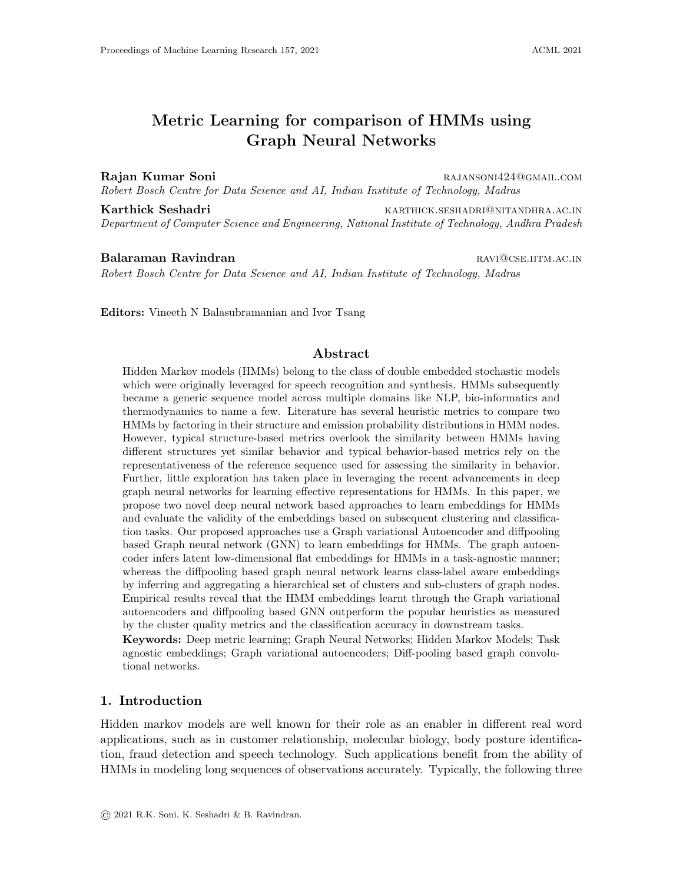# Metric Learning for comparison of HMMs using Graph Neural Networks

**Rajan Kumar Soni** RAJANSONI424@GMAIL.COM
*Robert Bosch Centre for Data Science and AI, Indian Institute of Technology, Madras*

**Karthick Seshadri** KARTHICK.SESHADRI@NITANDHRA.AC.IN
*Department of Computer Science and Engineering, National Institute of Technology, Andhra Pradesh*

**Balaraman Ravindran** RAVI@CSE.IITM.AC.IN
*Robert Bosch Centre for Data Science and AI, Indian Institute of Technology, Madras*

**Editors:** Vineeth N Balasubramanian and Ivor Tsang

## Abstract

Hidden Markov models (HMMs) belong to the class of double embedded stochastic models which were originally leveraged for speech recognition and synthesis. HMMs subsequently became a generic sequence model across multiple domains like NLP, bio-informatics and thermodynamics to name a few. Literature has several heuristic metrics to compare two HMMs by factoring in their structure and emission probability distributions in HMM nodes. However, typical structure-based metrics overlook the similarity between HMMs having different structures yet similar behavior and typical behavior-based metrics rely on the representativeness of the reference sequence used for assessing the similarity in behavior. Further, little exploration has taken place in leveraging the recent advancements in deep graph neural networks for learning effective representations for HMMs. In this paper, we propose two novel deep neural network based approaches to learn embeddings for HMMs and evaluate the validity of the embeddings based on subsequent clustering and classification tasks. Our proposed approaches use a Graph variational Autoencoder and diffpooling based Graph neural network (GNN) to learn embeddings for HMMs. The graph autoencoder infers latent low-dimensional flat embeddings for HMMs in a task-agnostic manner; whereas the diffpooling based graph neural network learns class-label aware embeddings by inferring and aggregating a hierarchical set of clusters and sub-clusters of graph nodes. Empirical results reveal that the HMM embeddings learnt through the Graph variational autoencoders and diffpooling based GNN outperform the popular heuristics as measured by the cluster quality metrics and the classification accuracy in downstream tasks.

**Keywords:** Deep metric learning; Graph Neural Networks; Hidden Markov Models; Task agnostic embeddings; Graph variational autoencoders; Diff-pooling based graph convolutional networks.

## 1. Introduction

Hidden markov models are well known for their role as an enabler in different real word applications, such as in customer relationship, molecular biology, body posture identification, fraud detection and speech technology. Such applications benefit from the ability of HMMs in modeling long sequences of observations accurately. Typically, the following three

© 2021 R.K. Soni, K. Seshadri & B. Ravindran.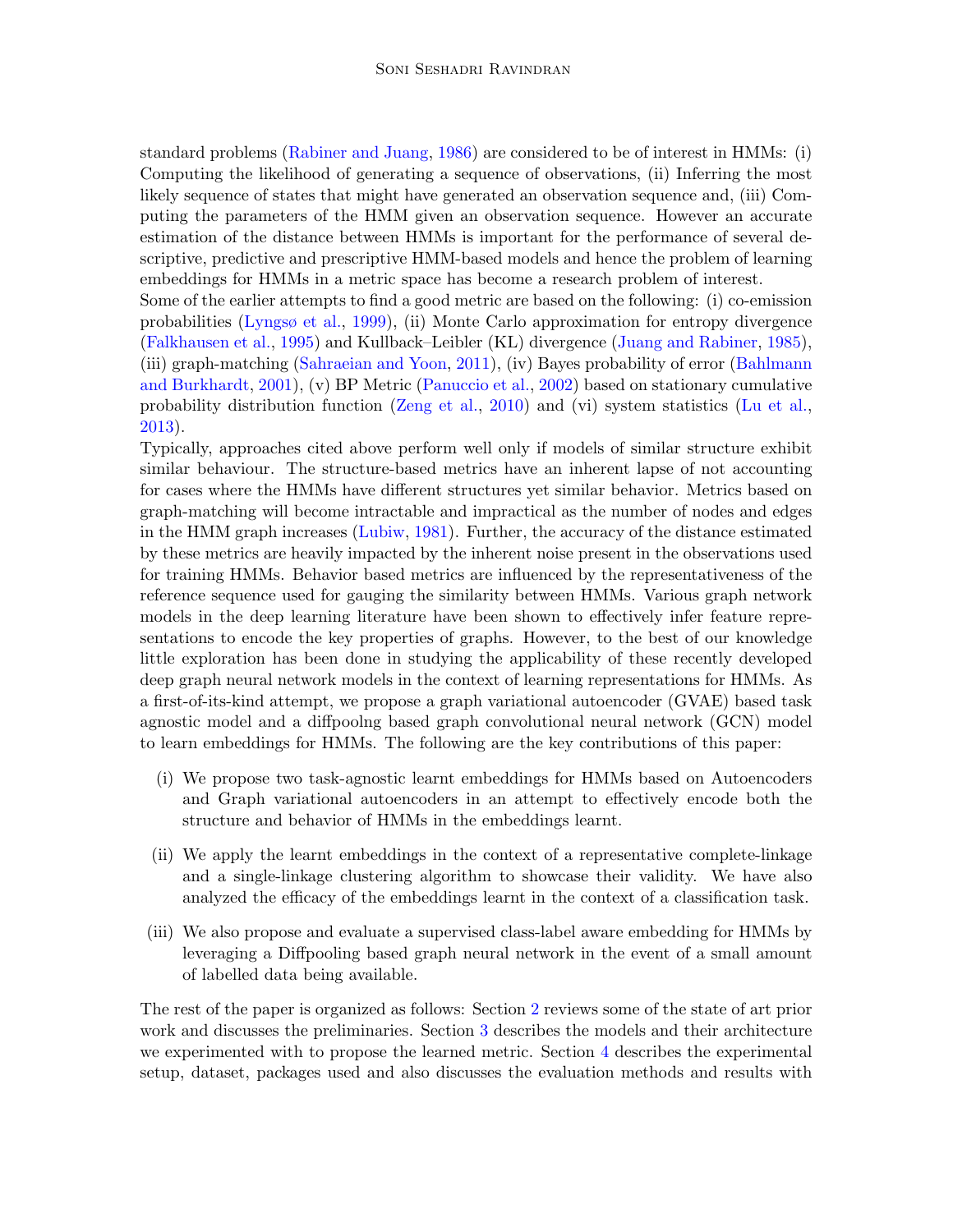standard problems (Rabiner and Juang, 1986) are considered to be of interest in HMMs: (i) Computing the likelihood of generating a sequence of observations, (ii) Inferring the most likely sequence of states that might have generated an observation sequence and, (iii) Computing the parameters of the HMM given an observation sequence. However an accurate estimation of the distance between HMMs is important for the performance of several descriptive, predictive and prescriptive HMM-based models and hence the problem of learning embeddings for HMMs in a metric space has become a research problem of interest.

Some of the earlier attempts to find a good metric are based on the following: (i) co-emission probabilities (Lyngsø et al., 1999), (ii) Monte Carlo approximation for entropy divergence (Falkhausen et al., 1995) and Kullback–Leibler (KL) divergence (Juang and Rabiner, 1985), (iii) graph-matching (Sahraeian and Yoon, 2011), (iv) Bayes probability of error (Bahlmann and Burkhardt, 2001), (v) BP Metric (Panuccio et al., 2002) based on stationary cumulative probability distribution function (Zeng et al., 2010) and (vi) system statistics (Lu et al., 2013).

Typically, approaches cited above perform well only if models of similar structure exhibit similar behaviour. The structure-based metrics have an inherent lapse of not accounting for cases where the HMMs have different structures yet similar behavior. Metrics based on graph-matching will become intractable and impractical as the number of nodes and edges in the HMM graph increases (Lubiw, 1981). Further, the accuracy of the distance estimated by these metrics are heavily impacted by the inherent noise present in the observations used for training HMMs. Behavior based metrics are influenced by the representativeness of the reference sequence used for gauging the similarity between HMMs. Various graph network models in the deep learning literature have been shown to effectively infer feature representations to encode the key properties of graphs. However, to the best of our knowledge little exploration has been done in studying the applicability of these recently developed deep graph neural network models in the context of learning representations for HMMs. As a first-of-its-kind attempt, we propose a graph variational autoencoder (GVAE) based task agnostic model and a diffpoolng based graph convolutional neural network (GCN) model to learn embeddings for HMMs. The following are the key contributions of this paper:

- (i) We propose two task-agnostic learnt embeddings for HMMs based on Autoencoders and Graph variational autoencoders in an attempt to effectively encode both the structure and behavior of HMMs in the embeddings learnt.
- (ii) We apply the learnt embeddings in the context of a representative complete-linkage and a single-linkage clustering algorithm to showcase their validity. We have also analyzed the efficacy of the embeddings learnt in the context of a classification task.
- (iii) We also propose and evaluate a supervised class-label aware embedding for HMMs by leveraging a Diffpooling based graph neural network in the event of a small amount of labelled data being available.

The rest of the paper is organized as follows: Section 2 reviews some of the state of art prior work and discusses the preliminaries. Section 3 describes the models and their architecture we experimented with to propose the learned metric. Section 4 describes the experimental setup, dataset, packages used and also discusses the evaluation methods and results with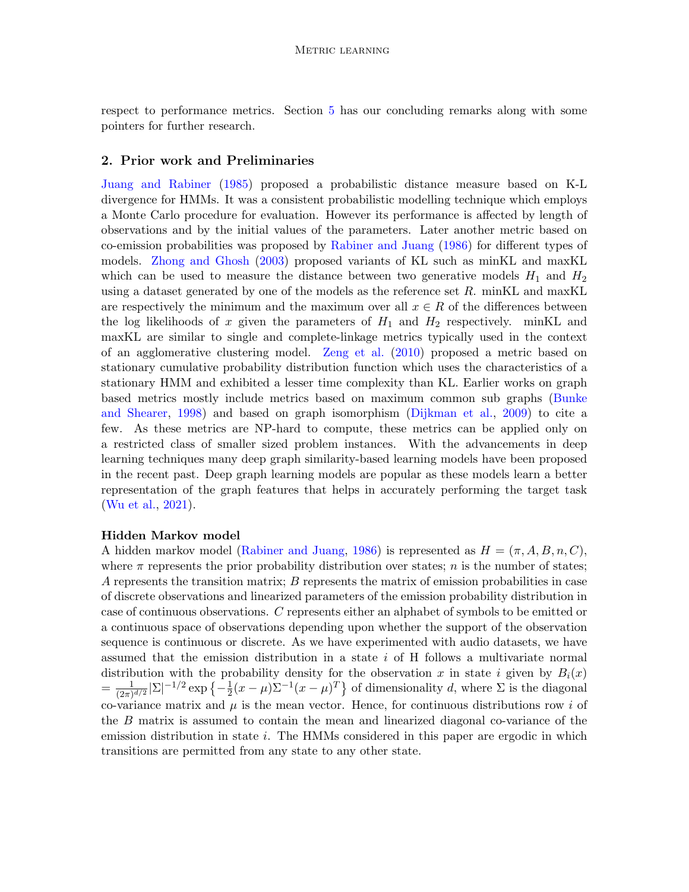respect to performance metrics. Section 5 has our concluding remarks along with some pointers for further research.

## 2. Prior work and Preliminaries

Juang and Rabiner (1985) proposed a probabilistic distance measure based on K-L divergence for HMMs. It was a consistent probabilistic modelling technique which employs a Monte Carlo procedure for evaluation. However its performance is affected by length of observations and by the initial values of the parameters. Later another metric based on co-emission probabilities was proposed by Rabiner and Juang (1986) for different types of models. Zhong and Ghosh (2003) proposed variants of KL such as minKL and maxKL which can be used to measure the distance between two generative models $H_1$ and $H_2$ using a dataset generated by one of the models as the reference set $R$. minKL and maxKL are respectively the minimum and the maximum over all $x \in R$ of the differences between the log likelihoods of $x$ given the parameters of $H_1$ and $H_2$ respectively. minKL and maxKL are similar to single and complete-linkage metrics typically used in the context of an agglomerative clustering model. Zeng et al. (2010) proposed a metric based on stationary cumulative probability distribution function which uses the characteristics of a stationary HMM and exhibited a lesser time complexity than KL. Earlier works on graph based metrics mostly include metrics based on maximum common sub graphs (Bunke and Shearer, 1998) and based on graph isomorphism (Dijkman et al., 2009) to cite a few. As these metrics are NP-hard to compute, these metrics can be applied only on a restricted class of smaller sized problem instances. With the advancements in deep learning techniques many deep graph similarity-based learning models have been proposed in the recent past. Deep graph learning models are popular as these models learn a better representation of the graph features that helps in accurately performing the target task (Wu et al., 2021).

**Hidden Markov model**

A hidden markov model (Rabiner and Juang, 1986) is represented as $H = (\pi, A, B, n, C)$, where $\pi$ represents the prior probability distribution over states; $n$ is the number of states; $A$ represents the transition matrix; $B$ represents the matrix of emission probabilities in case of discrete observations and linearized parameters of the emission probability distribution in case of continuous observations. $C$ represents either an alphabet of symbols to be emitted or a continuous space of observations depending upon whether the support of the observation sequence is continuous or discrete. As we have experimented with audio datasets, we have assumed that the emission distribution in a state $i$ of H follows a multivariate normal distribution with the probability density for the observation $x$ in state $i$ given by $B_i(x) = \frac{1}{(2\pi)^{d/2}} |\Sigma|^{-1/2} \exp\left\{-\frac{1}{2}(x-\mu)\Sigma^{-1}(x-\mu)^T\right\}$ of dimensionality $d$, where $\Sigma$ is the diagonal co-variance matrix and $\mu$ is the mean vector. Hence, for continuous distributions row $i$ of the $B$ matrix is assumed to contain the mean and linearized diagonal co-variance of the emission distribution in state $i$. The HMMs considered in this paper are ergodic in which transitions are permitted from any state to any other state.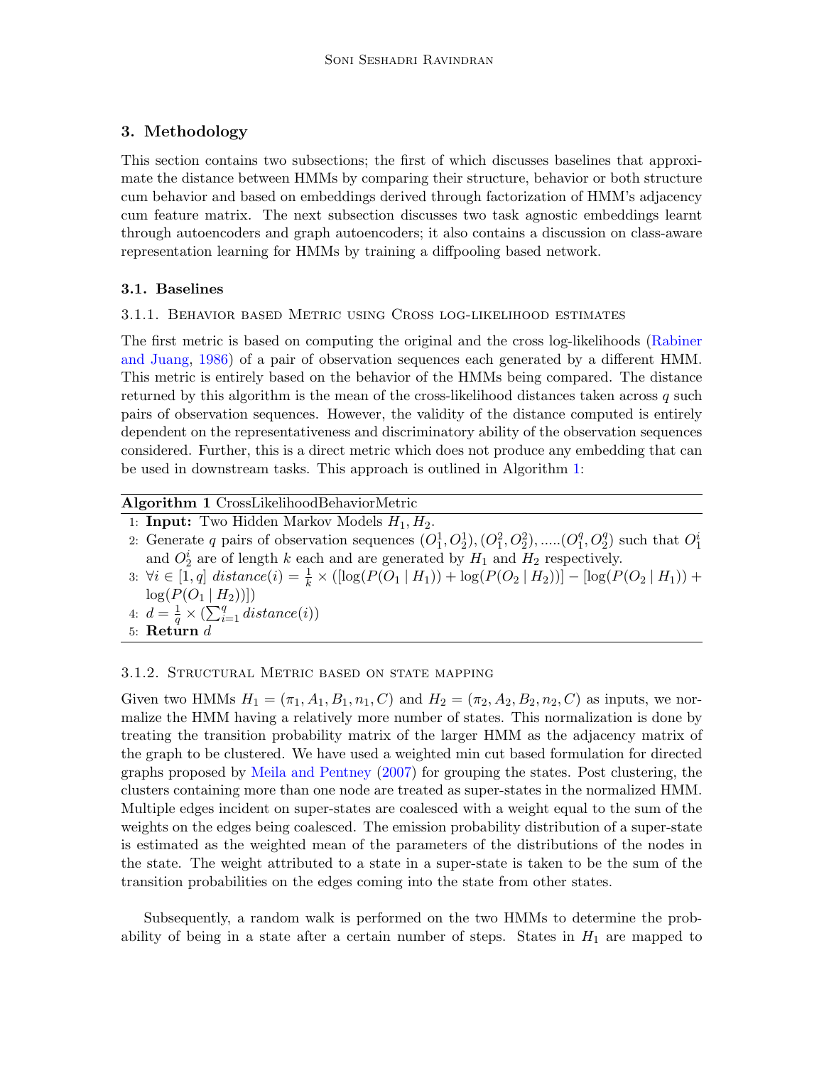## 3. Methodology

This section contains two subsections; the first of which discusses baselines that approximate the distance between HMMs by comparing their structure, behavior or both structure cum behavior and based on embeddings derived through factorization of HMM's adjacency cum feature matrix. The next subsection discusses two task agnostic embeddings learnt through autoencoders and graph autoencoders; it also contains a discussion on class-aware representation learning for HMMs by training a diffpooling based network.

### 3.1. Baselines

#### 3.1.1. Behavior based Metric using Cross log-likelihood estimates

The first metric is based on computing the original and the cross log-likelihoods (Rabiner and Juang, 1986) of a pair of observation sequences each generated by a different HMM. This metric is entirely based on the behavior of the HMMs being compared. The distance returned by this algorithm is the mean of the cross-likelihood distances taken across $q$ such pairs of observation sequences. However, the validity of the distance computed is entirely dependent on the representativeness and discriminatory ability of the observation sequences considered. Further, this is a direct metric which does not produce any embedding that can be used in downstream tasks. This approach is outlined in Algorithm 1:

**Algorithm 1** CrossLikelihoodBehaviorMetric

1: **Input:** Two Hidden Markov Models $H_1, H_2$.
2: Generate $q$ pairs of observation sequences $(O_1^1, O_2^1), (O_1^2, O_2^2), .....(O_1^q, O_2^q)$ such that $O_1^i$ and $O_2^i$ are of length $k$ each and are generated by $H_1$ and $H_2$ respectively.
3: $\forall i \in [1, q]$ $distance(i) = \frac{1}{k} \times ([\log(P(O_1 \mid H_1)) + \log(P(O_2 \mid H_2))] - [\log(P(O_2 \mid H_1)) + \log(P(O_1 \mid H_2))])$
4: $d = \frac{1}{q} \times (\sum_{i=1}^{q} distance(i))$
5: **Return** $d$

#### 3.1.2. Structural Metric based on state mapping

Given two HMMs $H_1 = (\pi_1, A_1, B_1, n_1, C)$ and $H_2 = (\pi_2, A_2, B_2, n_2, C)$ as inputs, we normalize the HMM having a relatively more number of states. This normalization is done by treating the transition probability matrix of the larger HMM as the adjacency matrix of the graph to be clustered. We have used a weighted min cut based formulation for directed graphs proposed by Meila and Pentney (2007) for grouping the states. Post clustering, the clusters containing more than one node are treated as super-states in the normalized HMM. Multiple edges incident on super-states are coalesced with a weight equal to the sum of the weights on the edges being coalesced. The emission probability distribution of a super-state is estimated as the weighted mean of the parameters of the distributions of the nodes in the state. The weight attributed to a state in a super-state is taken to be the sum of the transition probabilities on the edges coming into the state from other states.

Subsequently, a random walk is performed on the two HMMs to determine the probability of being in a state after a certain number of steps. States in $H_1$ are mapped to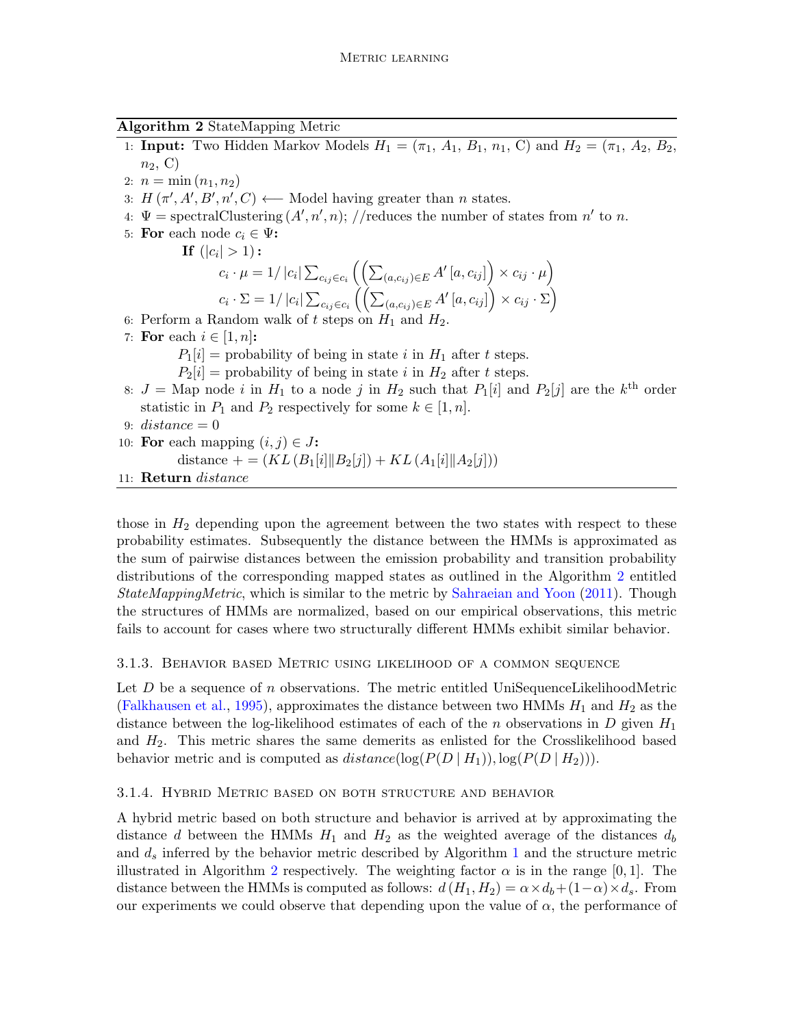**Algorithm 2** StateMapping Metric

1: **Input:** Two Hidden Markov Models $H_1 = (\pi_1,\, A_1,\, B_1,\, n_1,\, \mathrm{C})$ and $H_2 = (\pi_1,\, A_2,\, B_2,\, n_2,\, \mathrm{C})$

2: $n = \min(n_1, n_2)$

3: $H\,(\pi', A', B', n', C) \longleftarrow$ Model having greater than $n$ states.

4: $\Psi = \mathrm{spectralClustering}\,(A', n', n)$; //reduces the number of states from $n'$ to $n$.

5: **For** each node $c_i \in \Psi$**:**

  **If** $(|c_i| > 1)$**:**

   $c_i \cdot \mu = 1/\,|c_i| \sum_{c_{ij} \in c_i} \left( \left( \sum_{(a, c_{ij}) \in E} A'\,[a, c_{ij}] \right) \times c_{ij} \cdot \mu \right)$

   $c_i \cdot \Sigma = 1/\,|c_i| \sum_{c_{ij} \in c_i} \left( \left( \sum_{(a, c_{ij}) \in E} A'\,[a, c_{ij}] \right) \times c_{ij} \cdot \Sigma \right)$

6: Perform a Random walk of $t$ steps on $H_1$ and $H_2$.

7: **For** each $i \in [1, n]$**:**

  $P_1[i]$ = probability of being in state $i$ in $H_1$ after $t$ steps.

  $P_2[i]$ = probability of being in state $i$ in $H_2$ after $t$ steps.

8: $J$ = Map node $i$ in $H_1$ to a node $j$ in $H_2$ such that $P_1[i]$ and $P_2[j]$ are the $k^{\text{th}}$ order statistic in $P_1$ and $P_2$ respectively for some $k \in [1, n]$.

9: $distance = 0$

10: **For** each mapping $(i, j) \in J$**:**

  distance $+= (KL\,(B_1[i] \| B_2[j]) + KL\,(A_1[i] \| A_2[j]))$

11: **Return** *distance*

those in $H_2$ depending upon the agreement between the two states with respect to these probability estimates. Subsequently the distance between the HMMs is approximated as the sum of pairwise distances between the emission probability and transition probability distributions of the corresponding mapped states as outlined in the Algorithm 2 entitled *StateMappingMetric*, which is similar to the metric by Sahraeian and Yoon (2011). Though the structures of HMMs are normalized, based on our empirical observations, this metric fails to account for cases where two structurally different HMMs exhibit similar behavior.

#### 3.1.3. Behavior based Metric using likelihood of a common sequence

Let $D$ be a sequence of $n$ observations. The metric entitled UniSequenceLikelihoodMetric (Falkhausen et al., 1995), approximates the distance between two HMMs $H_1$ and $H_2$ as the distance between the log-likelihood estimates of each of the $n$ observations in $D$ given $H_1$ and $H_2$. This metric shares the same demerits as enlisted for the Crosslikelihood based behavior metric and is computed as $distance(\log(P(D \mid H_1)), \log(P(D \mid H_2)))$.

#### 3.1.4. Hybrid Metric based on both structure and behavior

A hybrid metric based on both structure and behavior is arrived at by approximating the distance $d$ between the HMMs $H_1$ and $H_2$ as the weighted average of the distances $d_b$ and $d_s$ inferred by the behavior metric described by Algorithm 1 and the structure metric illustrated in Algorithm 2 respectively. The weighting factor $\alpha$ is in the range $[0, 1]$. The distance between the HMMs is computed as follows: $d\,(H_1, H_2) = \alpha \times d_b + (1-\alpha) \times d_s$. From our experiments we could observe that depending upon the value of $\alpha$, the performance of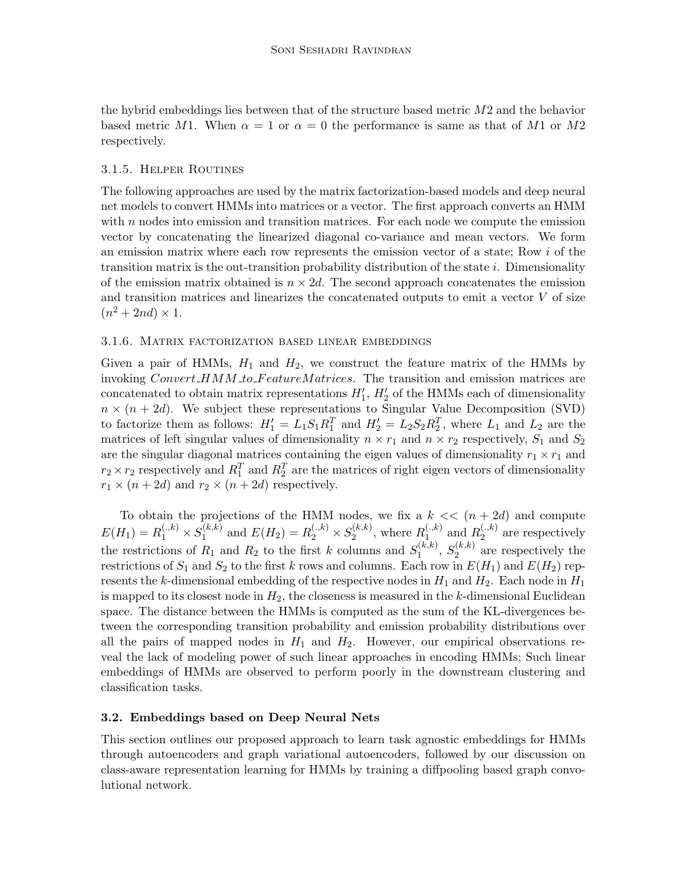the hybrid embeddings lies between that of the structure based metric $M2$ and the behavior based metric $M1$. When $\alpha = 1$ or $\alpha = 0$ the performance is same as that of $M1$ or $M2$ respectively.

#### 3.1.5. Helper Routines

The following approaches are used by the matrix factorization-based models and deep neural net models to convert HMMs into matrices or a vector. The first approach converts an HMM with $n$ nodes into emission and transition matrices. For each node we compute the emission vector by concatenating the linearized diagonal co-variance and mean vectors. We form an emission matrix where each row represents the emission vector of a state; Row $i$ of the transition matrix is the out-transition probability distribution of the state $i$. Dimensionality of the emission matrix obtained is $n \times 2d$. The second approach concatenates the emission and transition matrices and linearizes the concatenated outputs to emit a vector $V$ of size $(n^2 + 2nd) \times 1$.

#### 3.1.6. Matrix factorization based linear embeddings

Given a pair of HMMs, $H_1$ and $H_2$, we construct the feature matrix of the HMMs by invoking *Convert_HMM_to_FeatureMatrices*. The transition and emission matrices are concatenated to obtain matrix representations $H_1'$, $H_2'$ of the HMMs each of dimensionality $n \times (n + 2d)$. We subject these representations to Singular Value Decomposition (SVD) to factorize them as follows: $H_1' = L_1 S_1 R_1^T$ and $H_2' = L_2 S_2 R_2^T$, where $L_1$ and $L_2$ are the matrices of left singular values of dimensionality $n \times r_1$ and $n \times r_2$ respectively, $S_1$ and $S_2$ are the singular diagonal matrices containing the eigen values of dimensionality $r_1 \times r_1$ and $r_2 \times r_2$ respectively and $R_1^T$ and $R_2^T$ are the matrices of right eigen vectors of dimensionality $r_1 \times (n + 2d)$ and $r_2 \times (n + 2d)$ respectively.

To obtain the projections of the HMM nodes, we fix a $k << (n + 2d)$ and compute $E(H_1) = R_1^{(.,k)} \times S_1^{(k,k)}$ and $E(H_2) = R_2^{(.,k)} \times S_2^{(k,k)}$, where $R_1^{(.,k)}$ and $R_2^{(.,k)}$ are respectively the restrictions of $R_1$ and $R_2$ to the first $k$ columns and $S_1^{(k,k)}$, $S_2^{(k,k)}$ are respectively the restrictions of $S_1$ and $S_2$ to the first $k$ rows and columns. Each row in $E(H_1)$ and $E(H_2)$ represents the $k$-dimensional embedding of the respective nodes in $H_1$ and $H_2$. Each node in $H_1$ is mapped to its closest node in $H_2$, the closeness is measured in the $k$-dimensional Euclidean space. The distance between the HMMs is computed as the sum of the KL-divergences between the corresponding transition probability and emission probability distributions over all the pairs of mapped nodes in $H_1$ and $H_2$. However, our empirical observations reveal the lack of modeling power of such linear approaches in encoding HMMs; Such linear embeddings of HMMs are observed to perform poorly in the downstream clustering and classification tasks.

### 3.2. Embeddings based on Deep Neural Nets

This section outlines our proposed approach to learn task agnostic embeddings for HMMs through autoencoders and graph variational autoencoders, followed by our discussion on class-aware representation learning for HMMs by training a diffpooling based graph convolutional network.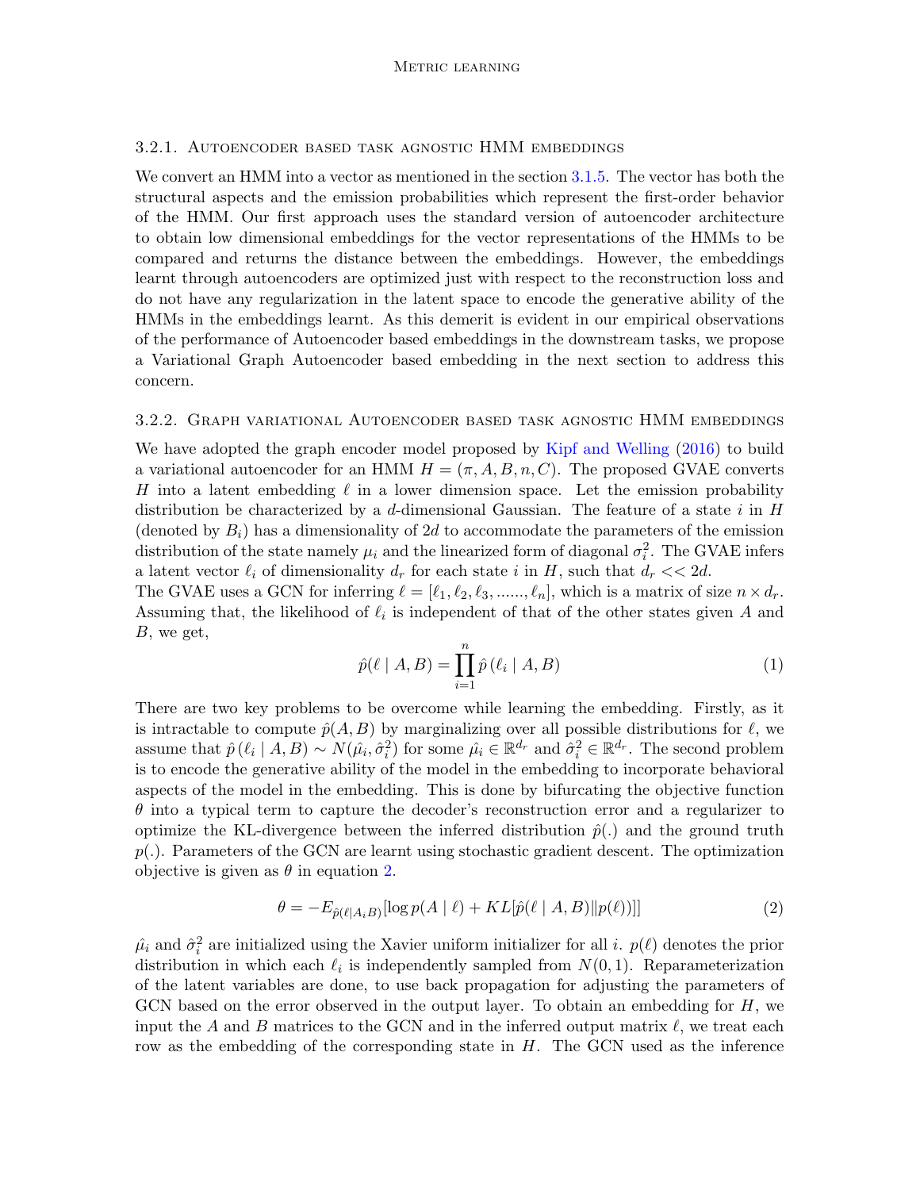#### 3.2.1. Autoencoder based task agnostic HMM embeddings

We convert an HMM into a vector as mentioned in the section 3.1.5. The vector has both the structural aspects and the emission probabilities which represent the first-order behavior of the HMM. Our first approach uses the standard version of autoencoder architecture to obtain low dimensional embeddings for the vector representations of the HMMs to be compared and returns the distance between the embeddings. However, the embeddings learnt through autoencoders are optimized just with respect to the reconstruction loss and do not have any regularization in the latent space to encode the generative ability of the HMMs in the embeddings learnt. As this demerit is evident in our empirical observations of the performance of Autoencoder based embeddings in the downstream tasks, we propose a Variational Graph Autoencoder based embedding in the next section to address this concern.

#### 3.2.2. Graph variational Autoencoder based task agnostic HMM embeddings

We have adopted the graph encoder model proposed by Kipf and Welling (2016) to build a variational autoencoder for an HMM $H = (\pi, A, B, n, C)$. The proposed GVAE converts $H$ into a latent embedding $\ell$ in a lower dimension space. Let the emission probability distribution be characterized by a $d$-dimensional Gaussian. The feature of a state $i$ in $H$ (denoted by $B_i$) has a dimensionality of $2d$ to accommodate the parameters of the emission distribution of the state namely $\mu_i$ and the linearized form of diagonal $\sigma_i^2$. The GVAE infers a latent vector $\ell_i$ of dimensionality $d_r$ for each state $i$ in $H$, such that $d_r << 2d$.
The GVAE uses a GCN for inferring $\ell = [\ell_1, \ell_2, \ell_3, ......, \ell_n]$, which is a matrix of size $n \times d_r$. Assuming that, the likelihood of $\ell_i$ is independent of that of the other states given $A$ and $B$, we get,

$$\hat{p}(\ell \mid A, B) = \prod_{i=1}^{n} \hat{p}\left(\ell_i \mid A, B\right) \tag{1}$$

There are two key problems to be overcome while learning the embedding. Firstly, as it is intractable to compute $\hat{p}(A, B)$ by marginalizing over all possible distributions for $\ell$, we assume that $\hat{p}\left(\ell_i \mid A, B\right) \sim N(\hat{\mu_i}, \hat{\sigma}_i^2)$ for some $\hat{\mu_i} \in \mathbb{R}^{d_r}$ and $\hat{\sigma}_i^2 \in \mathbb{R}^{d_r}$. The second problem is to encode the generative ability of the model in the embedding to incorporate behavioral aspects of the model in the embedding. This is done by bifurcating the objective function $\theta$ into a typical term to capture the decoder's reconstruction error and a regularizer to optimize the KL-divergence between the inferred distribution $\hat{p}(.)$ and the ground truth $p(.)$. Parameters of the GCN are learnt using stochastic gradient descent. The optimization objective is given as $\theta$ in equation 2.

$$\theta = -E_{\hat{p}(\ell|A_iB)}[\log p(A \mid \ell) + KL[\hat{p}(\ell \mid A, B) \| p(\ell))]] \tag{2}$$

$\hat{\mu_i}$ and $\hat{\sigma}_i^2$ are initialized using the Xavier uniform initializer for all $i$. $p(\ell)$ denotes the prior distribution in which each $\ell_i$ is independently sampled from $N(0, 1)$. Reparameterization of the latent variables are done, to use back propagation for adjusting the parameters of GCN based on the error observed in the output layer. To obtain an embedding for $H$, we input the $A$ and $B$ matrices to the GCN and in the inferred output matrix $\ell$, we treat each row as the embedding of the corresponding state in $H$. The GCN used as the inference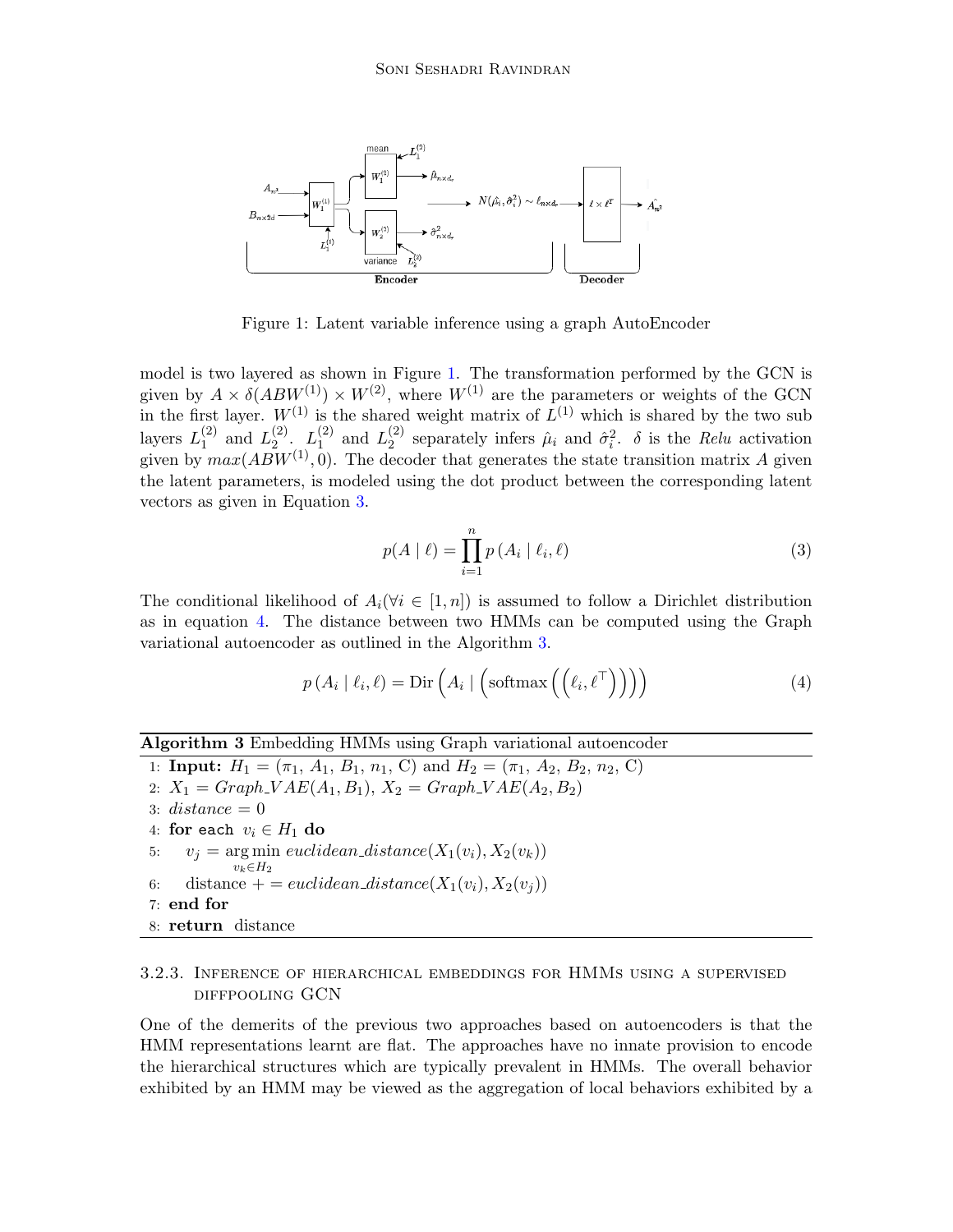Figure 1: Latent variable inference using a graph AutoEncoder

model is two layered as shown in Figure 1. The transformation performed by the GCN is given by $A \times \delta(ABW^{(1)}) \times W^{(2)}$, where $W^{(1)}$ are the parameters or weights of the GCN in the first layer. $W^{(1)}$ is the shared weight matrix of $L^{(1)}$ which is shared by the two sub layers $L_1^{(2)}$ and $L_2^{(2)}$. $L_1^{(2)}$ and $L_2^{(2)}$ separately infers $\hat{\mu}_i$ and $\hat{\sigma}_i^2$. $\delta$ is the *Relu* activation given by $max(ABW^{(1)}, 0)$. The decoder that generates the state transition matrix $A$ given the latent parameters, is modeled using the dot product between the corresponding latent vectors as given in Equation 3.

$$p(A \mid \ell) = \prod_{i=1}^{n} p\left(A_i \mid \ell_i, \ell\right) \tag{3}$$

The conditional likelihood of $A_i (\forall i \in [1, n])$ is assumed to follow a Dirichlet distribution as in equation 4. The distance between two HMMs can be computed using the Graph variational autoencoder as outlined in the Algorithm 3.

$$p\left(A_i \mid \ell_i, \ell\right) = \operatorname{Dir}\left(A_i \mid \left(\operatorname{softmax}\left(\left(\ell_i, \ell^{\top}\right)\right)\right)\right) \tag{4}$$

**Algorithm 3** Embedding HMMs using Graph variational autoencoder

1: **Input:** $H_1 = (\pi_1, A_1, B_1, n_1, \text{C})$ and $H_2 = (\pi_1, A_2, B_2, n_2, \text{C})$
2: $X_1 = Graph\_VAE(A_1, B_1)$, $X_2 = Graph\_VAE(A_2, B_2)$
3: $distance = 0$
4: **for each** $v_i \in H_1$ **do**
5: $\quad v_j = \underset{v_k \in H_2}{\arg\min}\ euclidean\_distance(X_1(v_i), X_2(v_k))$
6: $\quad$ distance $+= euclidean\_distance(X_1(v_i), X_2(v_j))$
7: **end for**
8: **return** distance

### 3.2.3. Inference of hierarchical embeddings for HMMs using a supervised diffpooling GCN

One of the demerits of the previous two approaches based on autoencoders is that the HMM representations learnt are flat. The approaches have no innate provision to encode the hierarchical structures which are typically prevalent in HMMs. The overall behavior exhibited by an HMM may be viewed as the aggregation of local behaviors exhibited by a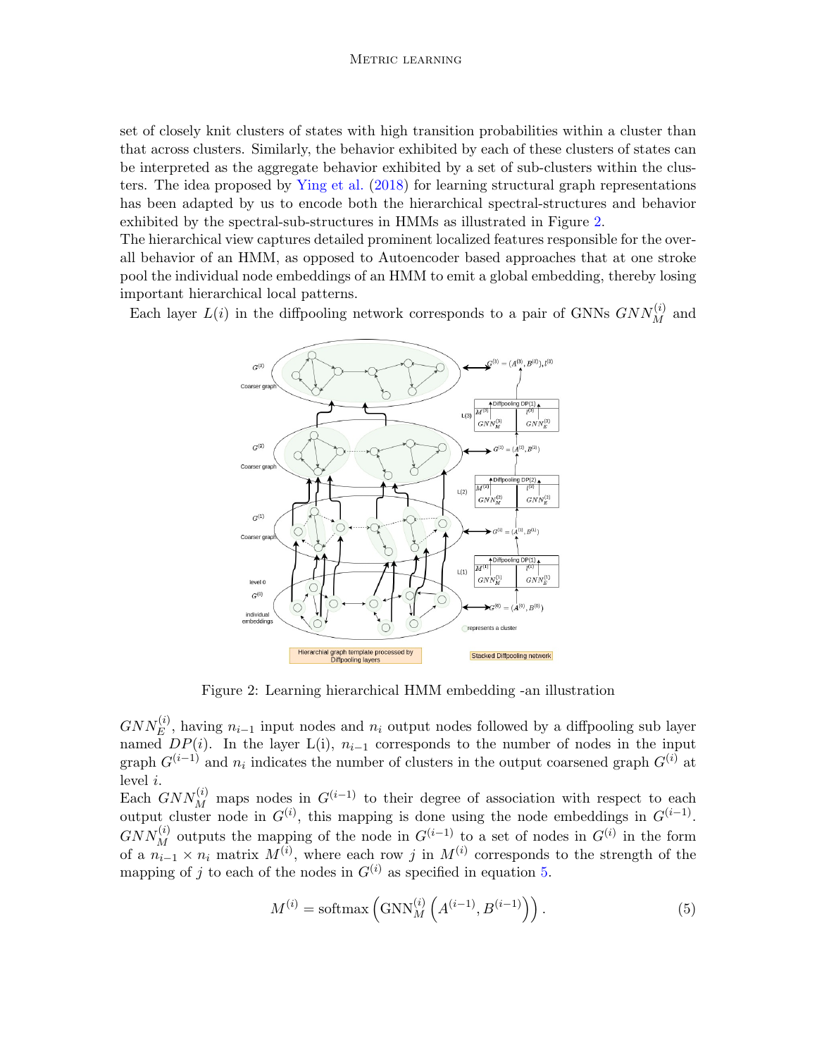set of closely knit clusters of states with high transition probabilities within a cluster than that across clusters. Similarly, the behavior exhibited by each of these clusters of states can be interpreted as the aggregate behavior exhibited by a set of sub-clusters within the clusters. The idea proposed by Ying et al. (2018) for learning structural graph representations has been adapted by us to encode both the hierarchical spectral-structures and behavior exhibited by the spectral-sub-structures in HMMs as illustrated in Figure 2.

The hierarchical view captures detailed prominent localized features responsible for the overall behavior of an HMM, as opposed to Autoencoder based approaches that at one stroke pool the individual node embeddings of an HMM to emit a global embedding, thereby losing important hierarchical local patterns.

Each layer $L(i)$ in the diffpooling network corresponds to a pair of GNNs $GNN_M^{(i)}$ and $GNN_E^{(i)}$, having $n_{i-1}$ input nodes and $n_i$ output nodes followed by a diffpooling sub layer named $DP(i)$. In the layer L(i), $n_{i-1}$ corresponds to the number of nodes in the input graph $G^{(i-1)}$ and $n_i$ indicates the number of clusters in the output coarsened graph $G^{(i)}$ at level $i$.

Figure 2: Learning hierarchical HMM embedding -an illustration

Each $GNN_M^{(i)}$ maps nodes in $G^{(i-1)}$ to their degree of association with respect to each output cluster node in $G^{(i)}$, this mapping is done using the node embeddings in $G^{(i-1)}$. $GNN_M^{(i)}$ outputs the mapping of the node in $G^{(i-1)}$ to a set of nodes in $G^{(i)}$ in the form of a $n_{i-1} \times n_i$ matrix $M^{(i)}$, where each row $j$ in $M^{(i)}$ corresponds to the strength of the mapping of $j$ to each of the nodes in $G^{(i)}$ as specified in equation 5.

$$M^{(i)} = \text{softmax}\left(\text{GNN}_M^{(i)}\left(A^{(i-1)}, B^{(i-1)}\right)\right). \tag{5}$$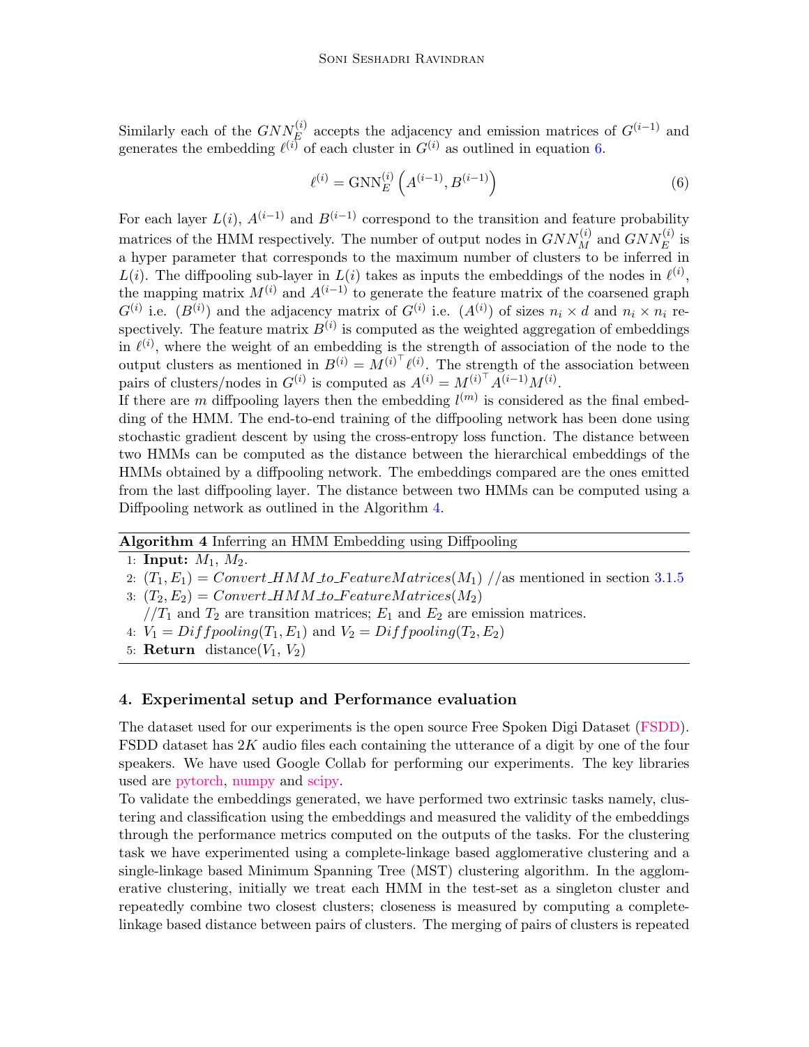Similarly each of the $GNN_E^{(i)}$ accepts the adjacency and emission matrices of $G^{(i-1)}$ and generates the embedding $\ell^{(i)}$ of each cluster in $G^{(i)}$ as outlined in equation 6.

$$\ell^{(i)} = \mathrm{GNN}_E^{(i)}\left(A^{(i-1)}, B^{(i-1)}\right) \tag{6}$$

For each layer $L(i)$, $A^{(i-1)}$ and $B^{(i-1)}$ correspond to the transition and feature probability matrices of the HMM respectively. The number of output nodes in $GNN_M^{(i)}$ and $GNN_E^{(i)}$ is a hyper parameter that corresponds to the maximum number of clusters to be inferred in $L(i)$. The diffpooling sub-layer in $L(i)$ takes as inputs the embeddings of the nodes in $\ell^{(i)}$, the mapping matrix $M^{(i)}$ and $A^{(i-1)}$ to generate the feature matrix of the coarsened graph $G^{(i)}$ i.e. $(B^{(i)})$ and the adjacency matrix of $G^{(i)}$ i.e. $(A^{(i)})$ of sizes $n_i \times d$ and $n_i \times n_i$ respectively. The feature matrix $B^{(i)}$ is computed as the weighted aggregation of embeddings in $\ell^{(i)}$, where the weight of an embedding is the strength of association of the node to the output clusters as mentioned in $B^{(i)} = M^{(i)^\top} \ell^{(i)}$. The strength of the association between pairs of clusters/nodes in $G^{(i)}$ is computed as $A^{(i)} = M^{(i)^\top} A^{(i-1)} M^{(i)}$.

If there are $m$ diffpooling layers then the embedding $l^{(m)}$ is considered as the final embedding of the HMM. The end-to-end training of the diffpooling network has been done using stochastic gradient descent by using the cross-entropy loss function. The distance between two HMMs can be computed as the distance between the hierarchical embeddings of the HMMs obtained by a diffpooling network. The embeddings compared are the ones emitted from the last diffpooling layer. The distance between two HMMs can be computed using a Diffpooling network as outlined in the Algorithm 4.

**Algorithm 4** Inferring an HMM Embedding using Diffpooling

1: **Input:** $M_1$, $M_2$.
2: $(T_1, E_1) = Convert\_HMM\_to\_FeatureMatrices(M_1)$ //as mentioned in section 3.1.5
3: $(T_2, E_2) = Convert\_HMM\_to\_FeatureMatrices(M_2)$
   //$T_1$ and $T_2$ are transition matrices; $E_1$ and $E_2$ are emission matrices.
4: $V_1 = Diffpooling(T_1, E_1)$ and $V_2 = Diffpooling(T_2, E_2)$
5: **Return** distance($V_1$, $V_2$)

## 4. Experimental setup and Performance evaluation

The dataset used for our experiments is the open source Free Spoken Digi Dataset (FSDD). FSDD dataset has $2K$ audio files each containing the utterance of a digit by one of the four speakers. We have used Google Collab for performing our experiments. The key libraries used are pytorch, numpy and scipy.

To validate the embeddings generated, we have performed two extrinsic tasks namely, clustering and classification using the embeddings and measured the validity of the embeddings through the performance metrics computed on the outputs of the tasks. For the clustering task we have experimented using a complete-linkage based agglomerative clustering and a single-linkage based Minimum Spanning Tree (MST) clustering algorithm. In the agglomerative clustering, initially we treat each HMM in the test-set as a singleton cluster and repeatedly combine two closest clusters; closeness is measured by computing a complete-linkage based distance between pairs of clusters. The merging of pairs of clusters is repeated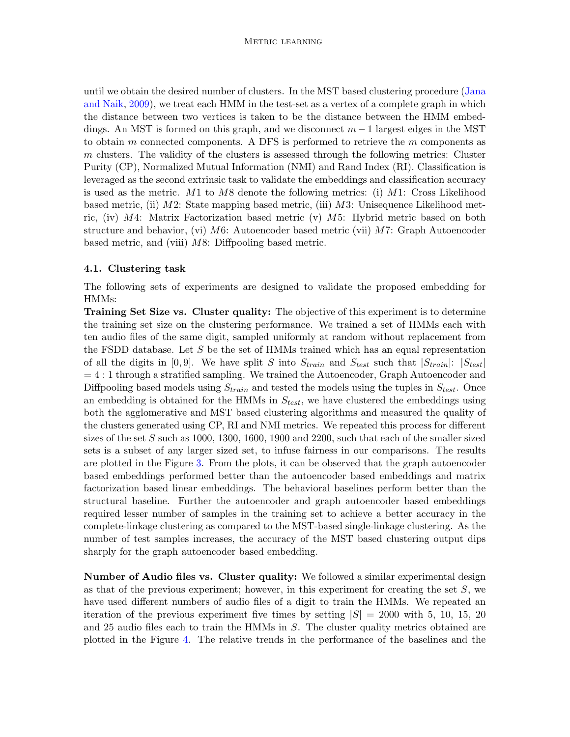until we obtain the desired number of clusters. In the MST based clustering procedure (Jana and Naik, 2009), we treat each HMM in the test-set as a vertex of a complete graph in which the distance between two vertices is taken to be the distance between the HMM embeddings. An MST is formed on this graph, and we disconnect $m-1$ largest edges in the MST to obtain $m$ connected components. A DFS is performed to retrieve the $m$ components as $m$ clusters. The validity of the clusters is assessed through the following metrics: Cluster Purity (CP), Normalized Mutual Information (NMI) and Rand Index (RI). Classification is leveraged as the second extrinsic task to validate the embeddings and classification accuracy is used as the metric. $M1$ to $M8$ denote the following metrics: (i) $M1$: Cross Likelihood based metric, (ii) $M2$: State mapping based metric, (iii) $M3$: Unisequence Likelihood metric, (iv) $M4$: Matrix Factorization based metric (v) $M5$: Hybrid metric based on both structure and behavior, (vi) $M6$: Autoencoder based metric (vii) $M7$: Graph Autoencoder based metric, and (viii) $M8$: Diffpooling based metric.

### 4.1. Clustering task

The following sets of experiments are designed to validate the proposed embedding for HMMs:

**Training Set Size vs. Cluster quality:** The objective of this experiment is to determine the training set size on the clustering performance. We trained a set of HMMs each with ten audio files of the same digit, sampled uniformly at random without replacement from the FSDD database. Let $S$ be the set of HMMs trained which has an equal representation of all the digits in $[0, 9]$. We have split $S$ into $S_{train}$ and $S_{test}$ such that $|S_{train}|$: $|S_{test}|$ $= 4:1$ through a stratified sampling. We trained the Autoencoder, Graph Autoencoder and Diffpooling based models using $S_{train}$ and tested the models using the tuples in $S_{test}$. Once an embedding is obtained for the HMMs in $S_{test}$, we have clustered the embeddings using both the agglomerative and MST based clustering algorithms and measured the quality of the clusters generated using CP, RI and NMI metrics. We repeated this process for different sizes of the set $S$ such as 1000, 1300, 1600, 1900 and 2200, such that each of the smaller sized sets is a subset of any larger sized set, to infuse fairness in our comparisons. The results are plotted in the Figure 3. From the plots, it can be observed that the graph autoencoder based embeddings performed better than the autoencoder based embeddings and matrix factorization based linear embeddings. The behavioral baselines perform better than the structural baseline. Further the autoencoder and graph autoencoder based embeddings required lesser number of samples in the training set to achieve a better accuracy in the complete-linkage clustering as compared to the MST-based single-linkage clustering. As the number of test samples increases, the accuracy of the MST based clustering output dips sharply for the graph autoencoder based embedding.

**Number of Audio files vs. Cluster quality:** We followed a similar experimental design as that of the previous experiment; however, in this experiment for creating the set $S$, we have used different numbers of audio files of a digit to train the HMMs. We repeated an iteration of the previous experiment five times by setting $|S| = 2000$ with 5, 10, 15, 20 and 25 audio files each to train the HMMs in $S$. The cluster quality metrics obtained are plotted in the Figure 4. The relative trends in the performance of the baselines and the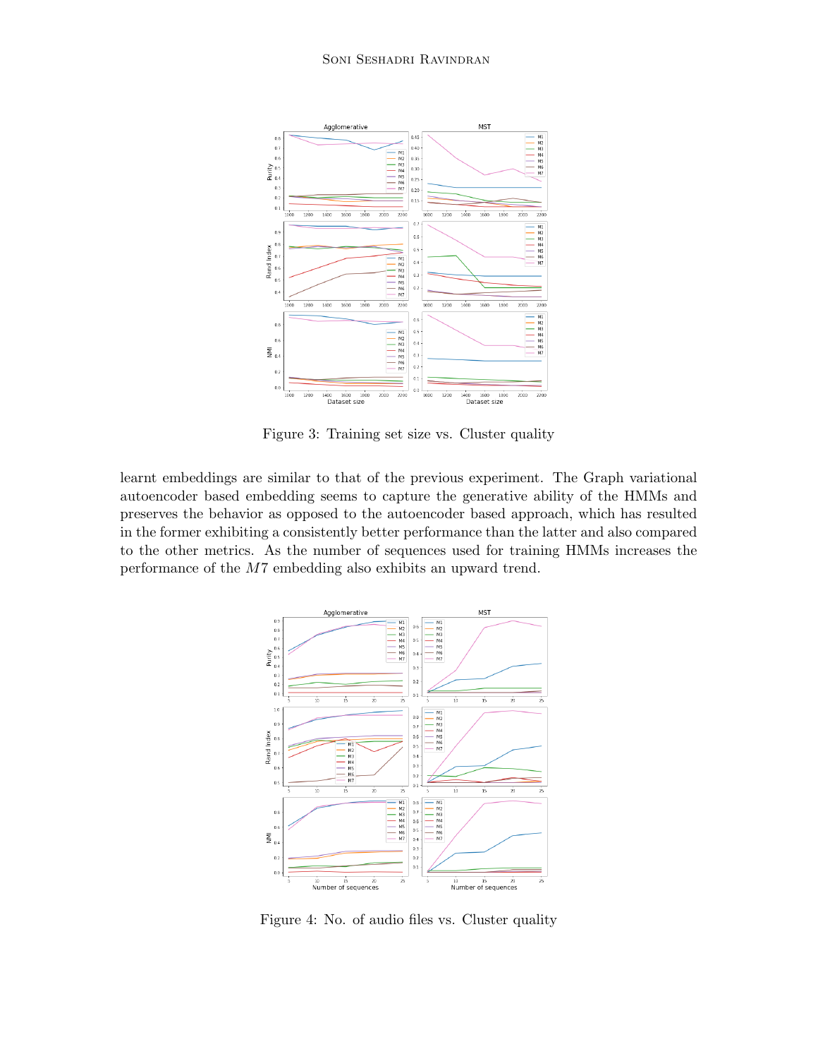Figure 3: Training set size vs. Cluster quality

learnt embeddings are similar to that of the previous experiment. The Graph variational autoencoder based embedding seems to capture the generative ability of the HMMs and preserves the behavior as opposed to the autoencoder based approach, which has resulted in the former exhibiting a consistently better performance than the latter and also compared to the other metrics. As the number of sequences used for training HMMs increases the performance of the $M7$ embedding also exhibits an upward trend.

Figure 4: No. of audio files vs. Cluster quality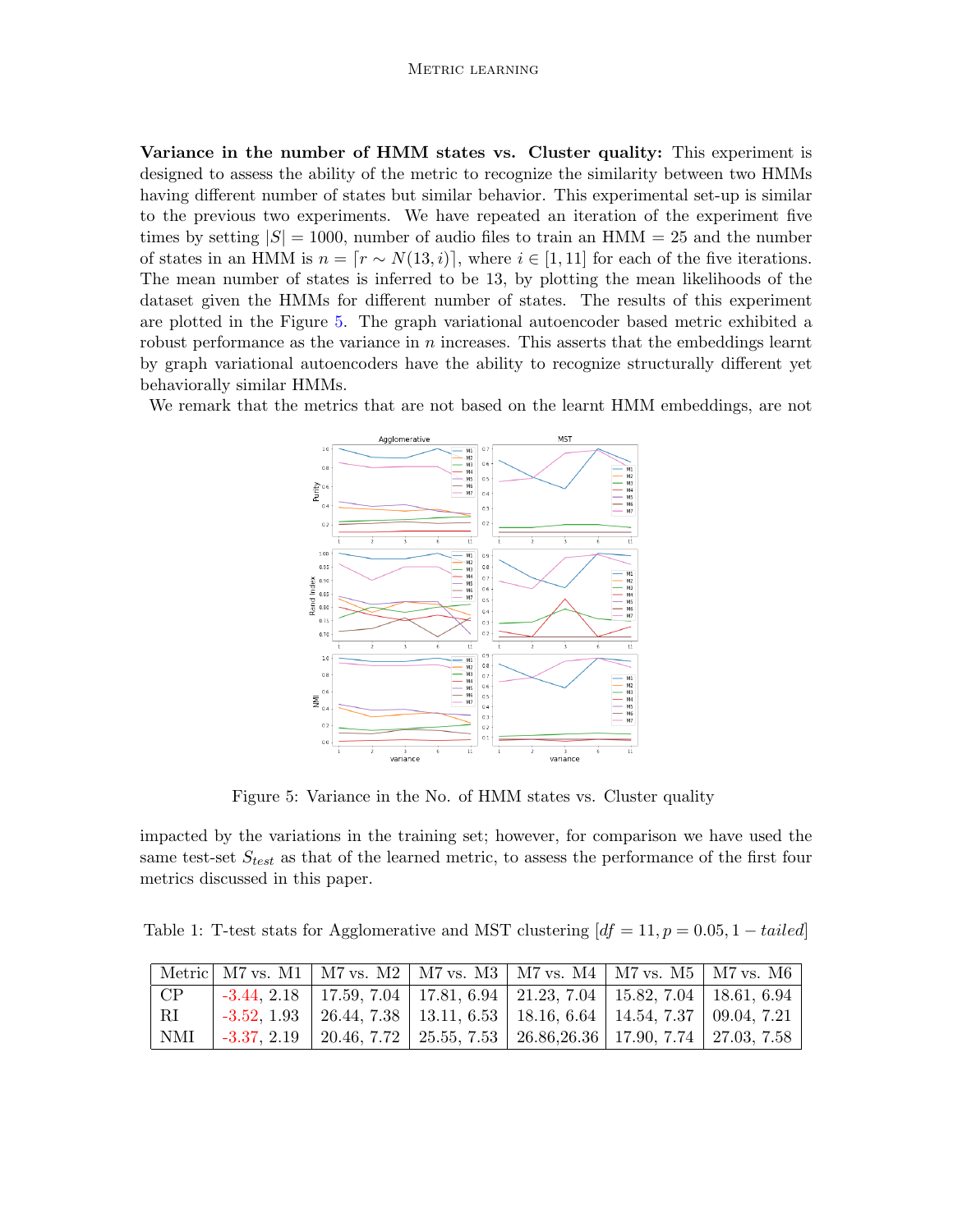**Variance in the number of HMM states vs. Cluster quality:** This experiment is designed to assess the ability of the metric to recognize the similarity between two HMMs having different number of states but similar behavior. This experimental set-up is similar to the previous two experiments. We have repeated an iteration of the experiment five times by setting $|S| = 1000$, number of audio files to train an HMM = 25 and the number of states in an HMM is $n = \lceil r \sim N(13, i) \rceil$, where $i \in [1, 11]$ for each of the five iterations. The mean number of states is inferred to be 13, by plotting the mean likelihoods of the dataset given the HMMs for different number of states. The results of this experiment are plotted in the Figure 5. The graph variational autoencoder based metric exhibited a robust performance as the variance in $n$ increases. This asserts that the embeddings learnt by graph variational autoencoders have the ability to recognize structurally different yet behaviorally similar HMMs.

We remark that the metrics that are not based on the learnt HMM embeddings, are not impacted by the variations in the training set; however, for comparison we have used the same test-set $S_{test}$ as that of the learned metric, to assess the performance of the first four metrics discussed in this paper.

Figure 5: Variance in the No. of HMM states vs. Cluster quality

Table 1: T-test stats for Agglomerative and MST clustering [$df = 11, p = 0.05, 1 - tailed$]

| Metric | M7 vs. M1 | M7 vs. M2 | M7 vs. M3 | M7 vs. M4 | M7 vs. M5 | M7 vs. M6 |
|---|---|---|---|---|---|---|
| CP | -3.44, 2.18 | 17.59, 7.04 | 17.81, 6.94 | 21.23, 7.04 | 15.82, 7.04 | 18.61, 6.94 |
| RI | -3.52, 1.93 | 26.44, 7.38 | 13.11, 6.53 | 18.16, 6.64 | 14.54, 7.37 | 09.04, 7.21 |
| NMI | -3.37, 2.19 | 20.46, 7.72 | 25.55, 7.53 | 26.86,26.36 | 17.90, 7.74 | 27.03, 7.58 |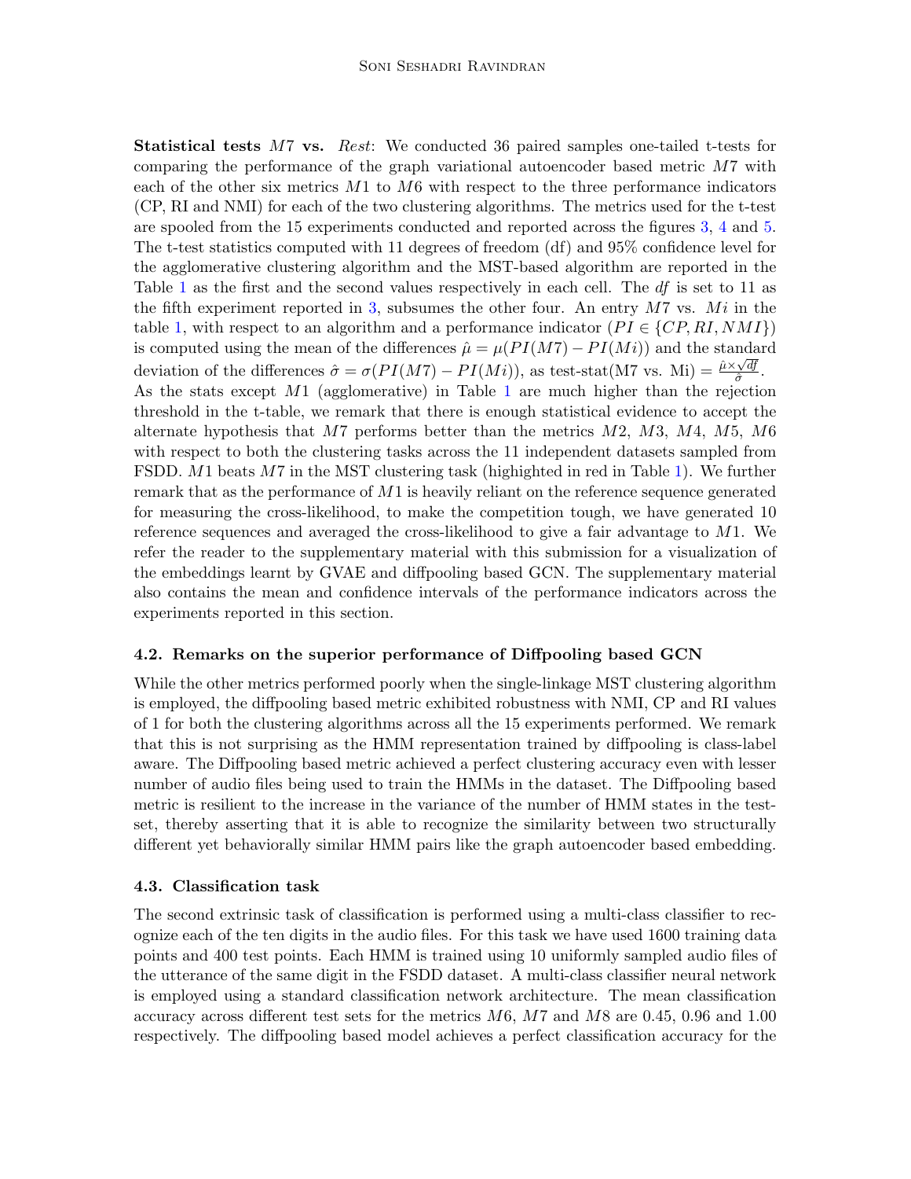**Statistical tests $M7$ vs. *Rest***: We conducted 36 paired samples one-tailed t-tests for comparing the performance of the graph variational autoencoder based metric $M7$ with each of the other six metrics $M1$ to $M6$ with respect to the three performance indicators (CP, RI and NMI) for each of the two clustering algorithms. The metrics used for the t-test are spooled from the 15 experiments conducted and reported across the figures 3, 4 and 5. The t-test statistics computed with 11 degrees of freedom (df) and 95% confidence level for the agglomerative clustering algorithm and the MST-based algorithm are reported in the Table 1 as the first and the second values respectively in each cell. The *df* is set to 11 as the fifth experiment reported in 3, subsumes the other four. An entry $M7$ vs. $Mi$ in the table 1, with respect to an algorithm and a performance indicator ($PI \in \{CP, RI, NMI\}$) is computed using the mean of the differences $\hat{\mu} = \mu(PI(M7) - PI(Mi))$ and the standard deviation of the differences $\hat{\sigma} = \sigma(PI(M7) - PI(Mi))$, as test-stat(M7 vs. Mi) $= \frac{\hat{\mu} \times \sqrt{df}}{\hat{\sigma}}$. As the stats except $M1$ (agglomerative) in Table 1 are much higher than the rejection threshold in the t-table, we remark that there is enough statistical evidence to accept the alternate hypothesis that $M7$ performs better than the metrics $M2$, $M3$, $M4$, $M5$, $M6$ with respect to both the clustering tasks across the 11 independent datasets sampled from FSDD. $M1$ beats $M7$ in the MST clustering task (highighted in red in Table 1). We further remark that as the performance of $M1$ is heavily reliant on the reference sequence generated for measuring the cross-likelihood, to make the competition tough, we have generated 10 reference sequences and averaged the cross-likelihood to give a fair advantage to $M1$. We refer the reader to the supplementary material with this submission for a visualization of the embeddings learnt by GVAE and diffpooling based GCN. The supplementary material also contains the mean and confidence intervals of the performance indicators across the experiments reported in this section.

### 4.2. Remarks on the superior performance of Diffpooling based GCN

While the other metrics performed poorly when the single-linkage MST clustering algorithm is employed, the diffpooling based metric exhibited robustness with NMI, CP and RI values of 1 for both the clustering algorithms across all the 15 experiments performed. We remark that this is not surprising as the HMM representation trained by diffpooling is class-label aware. The Diffpooling based metric achieved a perfect clustering accuracy even with lesser number of audio files being used to train the HMMs in the dataset. The Diffpooling based metric is resilient to the increase in the variance of the number of HMM states in the test-set, thereby asserting that it is able to recognize the similarity between two structurally different yet behaviorally similar HMM pairs like the graph autoencoder based embedding.

### 4.3. Classification task

The second extrinsic task of classification is performed using a multi-class classifier to recognize each of the ten digits in the audio files. For this task we have used 1600 training data points and 400 test points. Each HMM is trained using 10 uniformly sampled audio files of the utterance of the same digit in the FSDD dataset. A multi-class classifier neural network is employed using a standard classification network architecture. The mean classification accuracy across different test sets for the metrics $M6$, $M7$ and $M8$ are 0.45, 0.96 and 1.00 respectively. The diffpooling based model achieves a perfect classification accuracy for the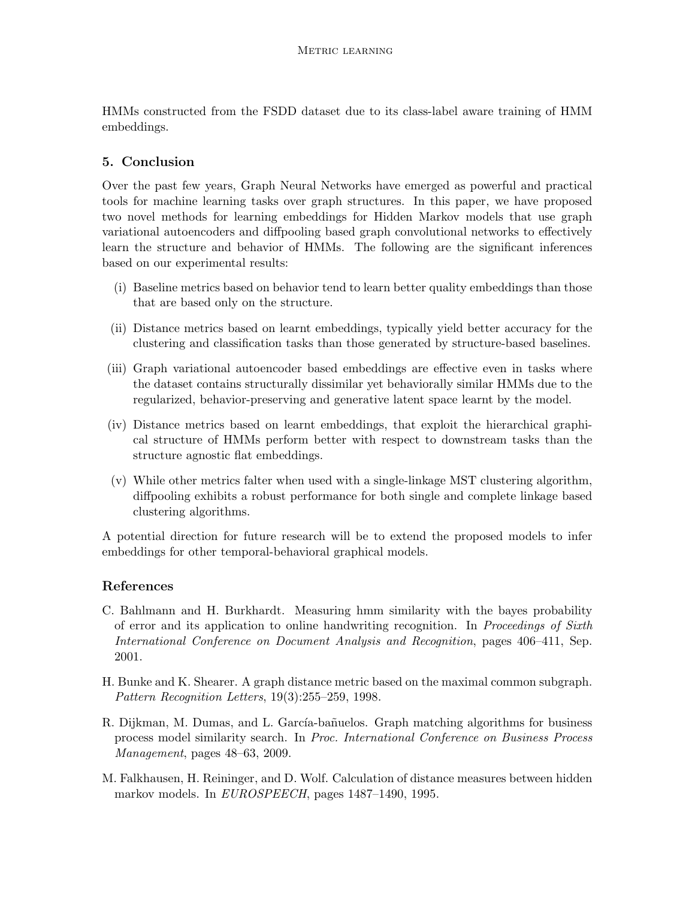HMMs constructed from the FSDD dataset due to its class-label aware training of HMM embeddings.

## 5. Conclusion

Over the past few years, Graph Neural Networks have emerged as powerful and practical tools for machine learning tasks over graph structures. In this paper, we have proposed two novel methods for learning embeddings for Hidden Markov models that use graph variational autoencoders and diffpooling based graph convolutional networks to effectively learn the structure and behavior of HMMs. The following are the significant inferences based on our experimental results:

(i) Baseline metrics based on behavior tend to learn better quality embeddings than those that are based only on the structure.

(ii) Distance metrics based on learnt embeddings, typically yield better accuracy for the clustering and classification tasks than those generated by structure-based baselines.

(iii) Graph variational autoencoder based embeddings are effective even in tasks where the dataset contains structurally dissimilar yet behaviorally similar HMMs due to the regularized, behavior-preserving and generative latent space learnt by the model.

(iv) Distance metrics based on learnt embeddings, that exploit the hierarchical graphical structure of HMMs perform better with respect to downstream tasks than the structure agnostic flat embeddings.

(v) While other metrics falter when used with a single-linkage MST clustering algorithm, diffpooling exhibits a robust performance for both single and complete linkage based clustering algorithms.

A potential direction for future research will be to extend the proposed models to infer embeddings for other temporal-behavioral graphical models.

## References

C. Bahlmann and H. Burkhardt. Measuring hmm similarity with the bayes probability of error and its application to online handwriting recognition. In *Proceedings of Sixth International Conference on Document Analysis and Recognition*, pages 406–411, Sep. 2001.

H. Bunke and K. Shearer. A graph distance metric based on the maximal common subgraph. *Pattern Recognition Letters*, 19(3):255–259, 1998.

R. Dijkman, M. Dumas, and L. García-bañuelos. Graph matching algorithms for business process model similarity search. In *Proc. International Conference on Business Process Management*, pages 48–63, 2009.

M. Falkhausen, H. Reininger, and D. Wolf. Calculation of distance measures between hidden markov models. In *EUROSPEECH*, pages 1487–1490, 1995.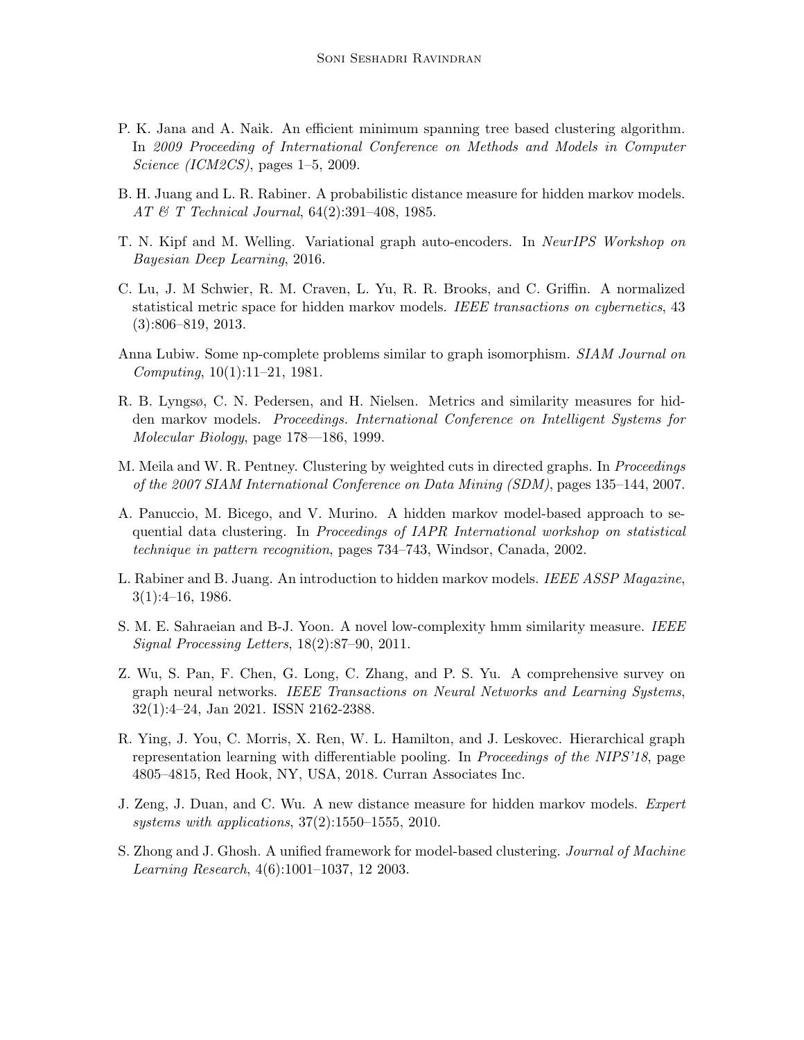P. K. Jana and A. Naik. An efficient minimum spanning tree based clustering algorithm. In *2009 Proceeding of International Conference on Methods and Models in Computer Science (ICM2CS)*, pages 1–5, 2009.

B. H. Juang and L. R. Rabiner. A probabilistic distance measure for hidden markov models. *AT & T Technical Journal*, 64(2):391–408, 1985.

T. N. Kipf and M. Welling. Variational graph auto-encoders. In *NeurIPS Workshop on Bayesian Deep Learning*, 2016.

C. Lu, J. M Schwier, R. M. Craven, L. Yu, R. R. Brooks, and C. Griffin. A normalized statistical metric space for hidden markov models. *IEEE transactions on cybernetics*, 43 (3):806–819, 2013.

Anna Lubiw. Some np-complete problems similar to graph isomorphism. *SIAM Journal on Computing*, 10(1):11–21, 1981.

R. B. Lyngsø, C. N. Pedersen, and H. Nielsen. Metrics and similarity measures for hidden markov models. *Proceedings. International Conference on Intelligent Systems for Molecular Biology*, page 178—186, 1999.

M. Meila and W. R. Pentney. Clustering by weighted cuts in directed graphs. In *Proceedings of the 2007 SIAM International Conference on Data Mining (SDM)*, pages 135–144, 2007.

A. Panuccio, M. Bicego, and V. Murino. A hidden markov model-based approach to sequential data clustering. In *Proceedings of IAPR International workshop on statistical technique in pattern recognition*, pages 734–743, Windsor, Canada, 2002.

L. Rabiner and B. Juang. An introduction to hidden markov models. *IEEE ASSP Magazine*, 3(1):4–16, 1986.

S. M. E. Sahraeian and B-J. Yoon. A novel low-complexity hmm similarity measure. *IEEE Signal Processing Letters*, 18(2):87–90, 2011.

Z. Wu, S. Pan, F. Chen, G. Long, C. Zhang, and P. S. Yu. A comprehensive survey on graph neural networks. *IEEE Transactions on Neural Networks and Learning Systems*, 32(1):4–24, Jan 2021. ISSN 2162-2388.

R. Ying, J. You, C. Morris, X. Ren, W. L. Hamilton, and J. Leskovec. Hierarchical graph representation learning with differentiable pooling. In *Proceedings of the NIPS'18*, page 4805–4815, Red Hook, NY, USA, 2018. Curran Associates Inc.

J. Zeng, J. Duan, and C. Wu. A new distance measure for hidden markov models. *Expert systems with applications*, 37(2):1550–1555, 2010.

S. Zhong and J. Ghosh. A unified framework for model-based clustering. *Journal of Machine Learning Research*, 4(6):1001–1037, 12 2003.